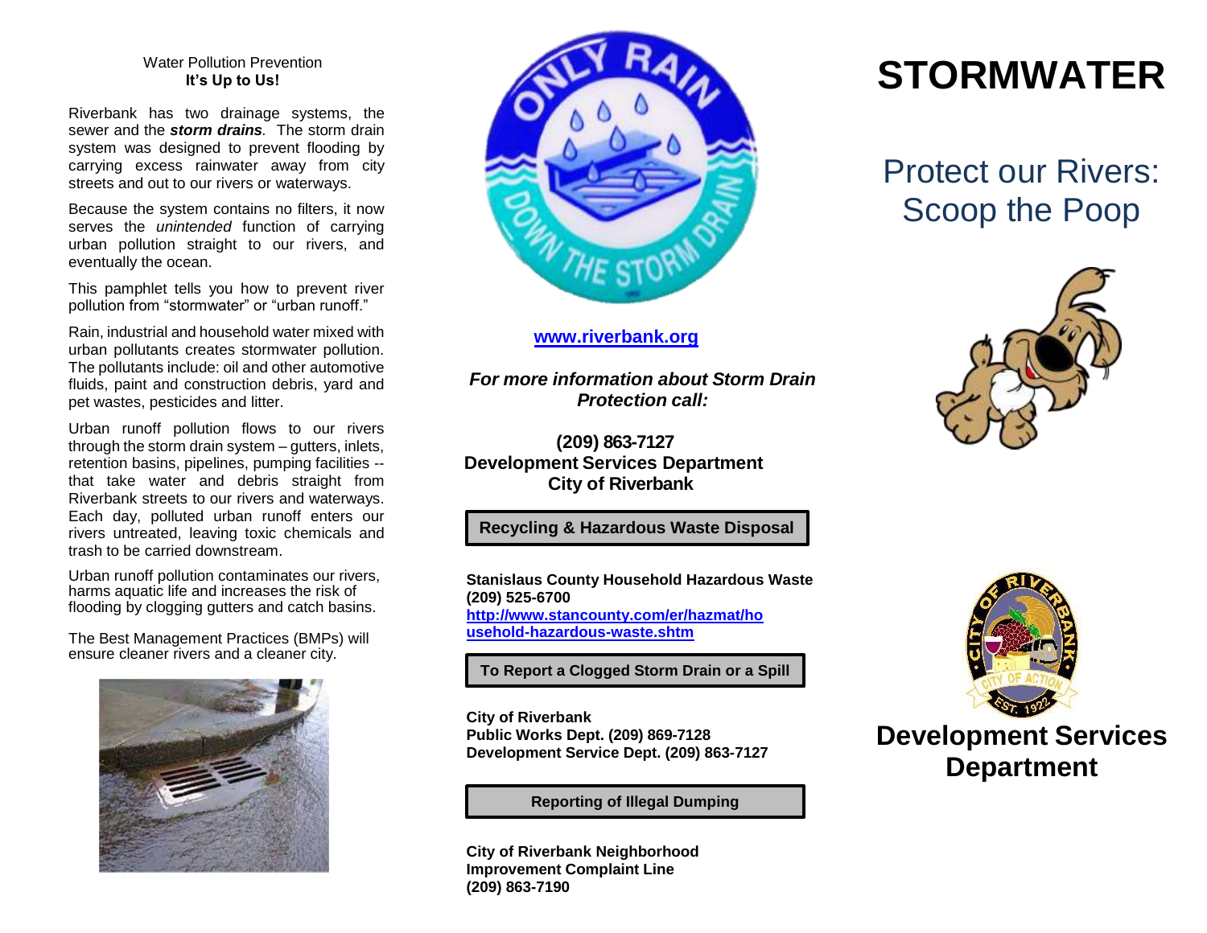Water Pollution Prevention
**It's Up to Us!**

Riverbank has two drainage systems, the sewer and the ***storm drains***. The storm drain system was designed to prevent flooding by carrying excess rainwater away from city streets and out to our rivers or waterways.

Because the system contains no filters, it now serves the *unintended* function of carrying urban pollution straight to our rivers, and eventually the ocean.

This pamphlet tells you how to prevent river pollution from "stormwater" or "urban runoff."

Rain, industrial and household water mixed with urban pollutants creates stormwater pollution. The pollutants include: oil and other automotive fluids, paint and construction debris, yard and pet wastes, pesticides and litter.

Urban runoff pollution flows to our rivers through the storm drain system – gutters, inlets, retention basins, pipelines, pumping facilities -- that take water and debris straight from Riverbank streets to our rivers and waterways. Each day, polluted urban runoff enters our rivers untreated, leaving toxic chemicals and trash to be carried downstream.

Urban runoff pollution contaminates our rivers, harms aquatic life and increases the risk of flooding by clogging gutters and catch basins.

The Best Management Practices (BMPs) will ensure cleaner rivers and a cleaner city.

ONLY RAIN DOWN THE STORM DRAIN

**www.riverbank.org**

***For more information about Storm Drain Protection call:***

**(209) 863-7127**
**Development Services Department**
**City of Riverbank**

**Recycling & Hazardous Waste Disposal**

**Stanislaus County Household Hazardous Waste**
**(209) 525-6700**
**http://www.stancounty.com/er/hazmat/household-hazardous-waste.shtm**

**To Report a Clogged Storm Drain or a Spill**

**City of Riverbank**
**Public Works Dept. (209) 869-7128**
**Development Service Dept. (209) 863-7127**

**Reporting of Illegal Dumping**

**City of Riverbank Neighborhood Improvement Complaint Line**
**(209) 863-7190**

# STORMWATER

## Protect our Rivers: Scoop the Poop

CITY OF RIVERBANK
CITY OF ACTION
EST. 1922

## Development Services Department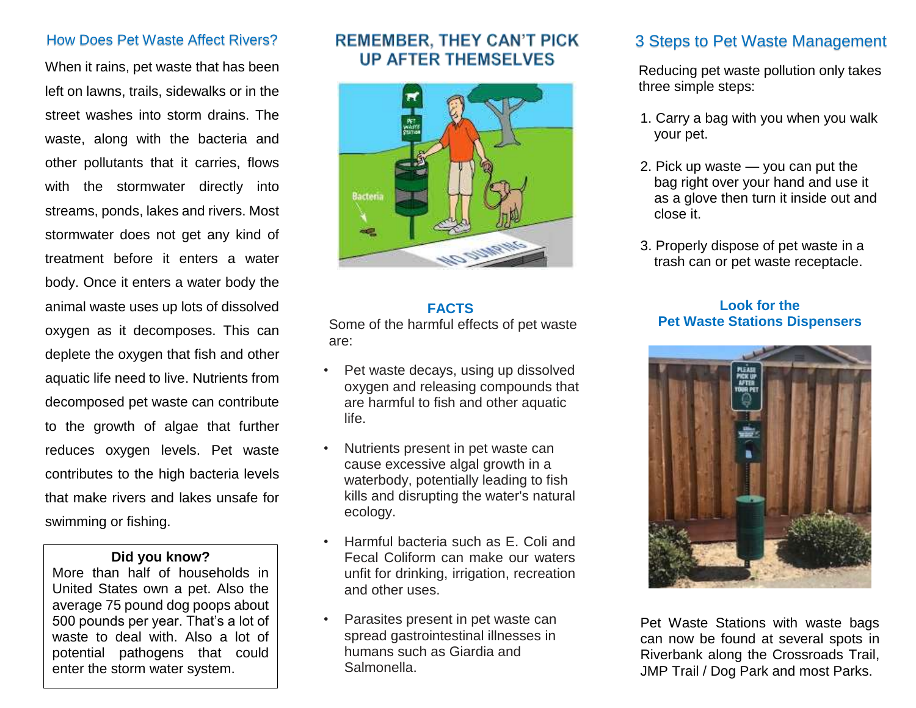## How Does Pet Waste Affect Rivers?

When it rains, pet waste that has been left on lawns, trails, sidewalks or in the street washes into storm drains. The waste, along with the bacteria and other pollutants that it carries, flows with the stormwater directly into streams, ponds, lakes and rivers. Most stormwater does not get any kind of treatment before it enters a water body. Once it enters a water body the animal waste uses up lots of dissolved oxygen as it decomposes. This can deplete the oxygen that fish and other aquatic life need to live. Nutrients from decomposed pet waste can contribute to the growth of algae that further reduces oxygen levels. Pet waste contributes to the high bacteria levels that make rivers and lakes unsafe for swimming or fishing.

> **Did you know?**
> More than half of households in United States own a pet. Also the average 75 pound dog poops about 500 pounds per year. That's a lot of waste to deal with. Also a lot of potential pathogens that could enter the storm water system.

## REMEMBER, THEY CAN'T PICK UP AFTER THEMSELVES

### FACTS

Some of the harmful effects of pet waste are:

- Pet waste decays, using up dissolved oxygen and releasing compounds that are harmful to fish and other aquatic life.
- Nutrients present in pet waste can cause excessive algal growth in a waterbody, potentially leading to fish kills and disrupting the water's natural ecology.
- Harmful bacteria such as E. Coli and Fecal Coliform can make our waters unfit for drinking, irrigation, recreation and other uses.
- Parasites present in pet waste can spread gastrointestinal illnesses in humans such as Giardia and Salmonella.

## 3 Steps to Pet Waste Management

Reducing pet waste pollution only takes three simple steps:

1. Carry a bag with you when you walk your pet.
2. Pick up waste — you can put the bag right over your hand and use it as a glove then turn it inside out and close it.
3. Properly dispose of pet waste in a trash can or pet waste receptacle.

### Look for the Pet Waste Stations Dispensers

Pet Waste Stations with waste bags can now be found at several spots in Riverbank along the Crossroads Trail, JMP Trail / Dog Park and most Parks.